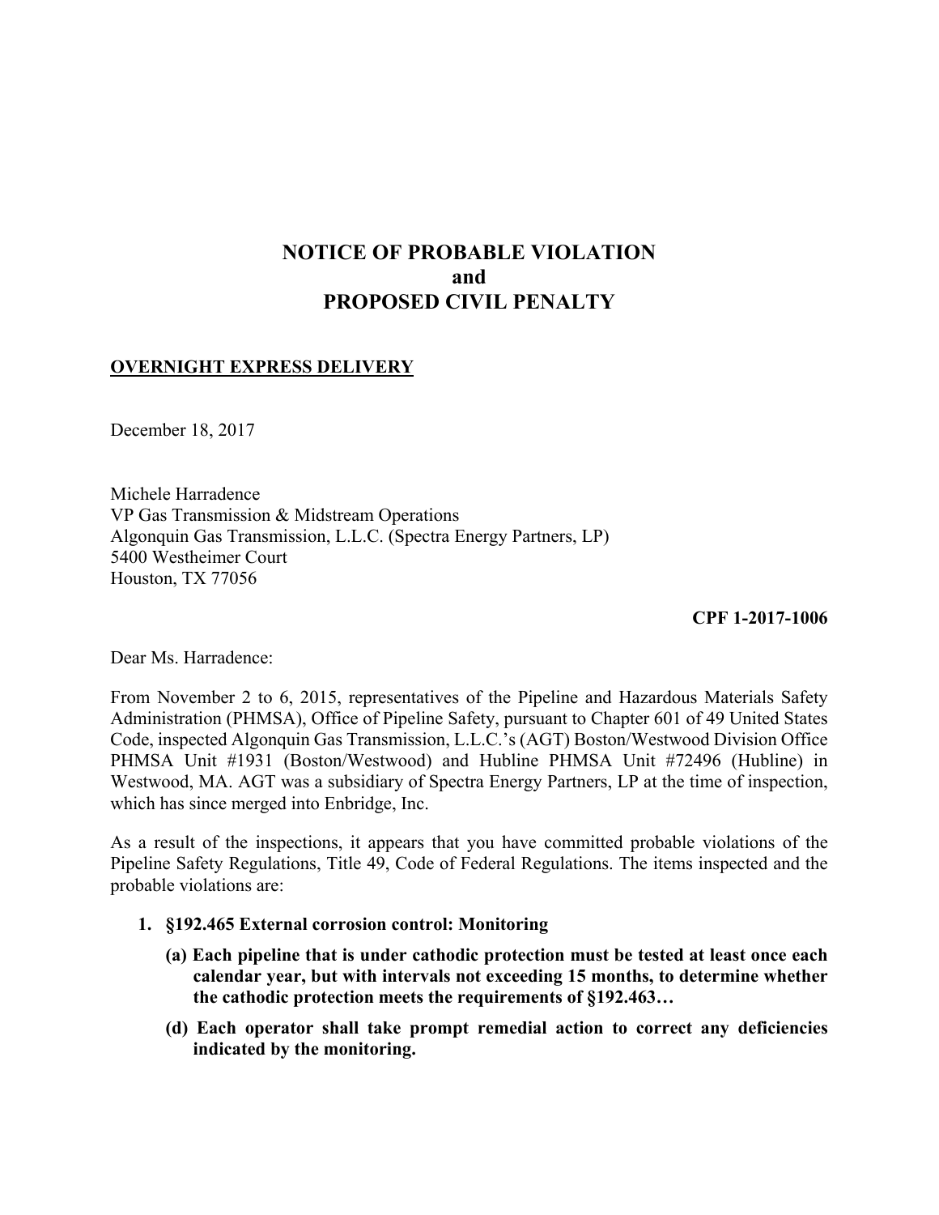# NOTICE OF PROBABLE VIOLATION
# and
# PROPOSED CIVIL PENALTY

**OVERNIGHT EXPRESS DELIVERY**

December 18, 2017

Michele Harradence
VP Gas Transmission & Midstream Operations
Algonquin Gas Transmission, L.L.C. (Spectra Energy Partners, LP)
5400 Westheimer Court
Houston, TX 77056

**CPF 1-2017-1006**

Dear Ms. Harradence:

From November 2 to 6, 2015, representatives of the Pipeline and Hazardous Materials Safety Administration (PHMSA), Office of Pipeline Safety, pursuant to Chapter 601 of 49 United States Code, inspected Algonquin Gas Transmission, L.L.C.'s (AGT) Boston/Westwood Division Office PHMSA Unit #1931 (Boston/Westwood) and Hubline PHMSA Unit #72496 (Hubline) in Westwood, MA. AGT was a subsidiary of Spectra Energy Partners, LP at the time of inspection, which has since merged into Enbridge, Inc.

As a result of the inspections, it appears that you have committed probable violations of the Pipeline Safety Regulations, Title 49, Code of Federal Regulations. The items inspected and the probable violations are:

1. **§192.465 External corrosion control: Monitoring**

   **(a) Each pipeline that is under cathodic protection must be tested at least once each calendar year, but with intervals not exceeding 15 months, to determine whether the cathodic protection meets the requirements of §192.463…**

   **(d) Each operator shall take prompt remedial action to correct any deficiencies indicated by the monitoring.**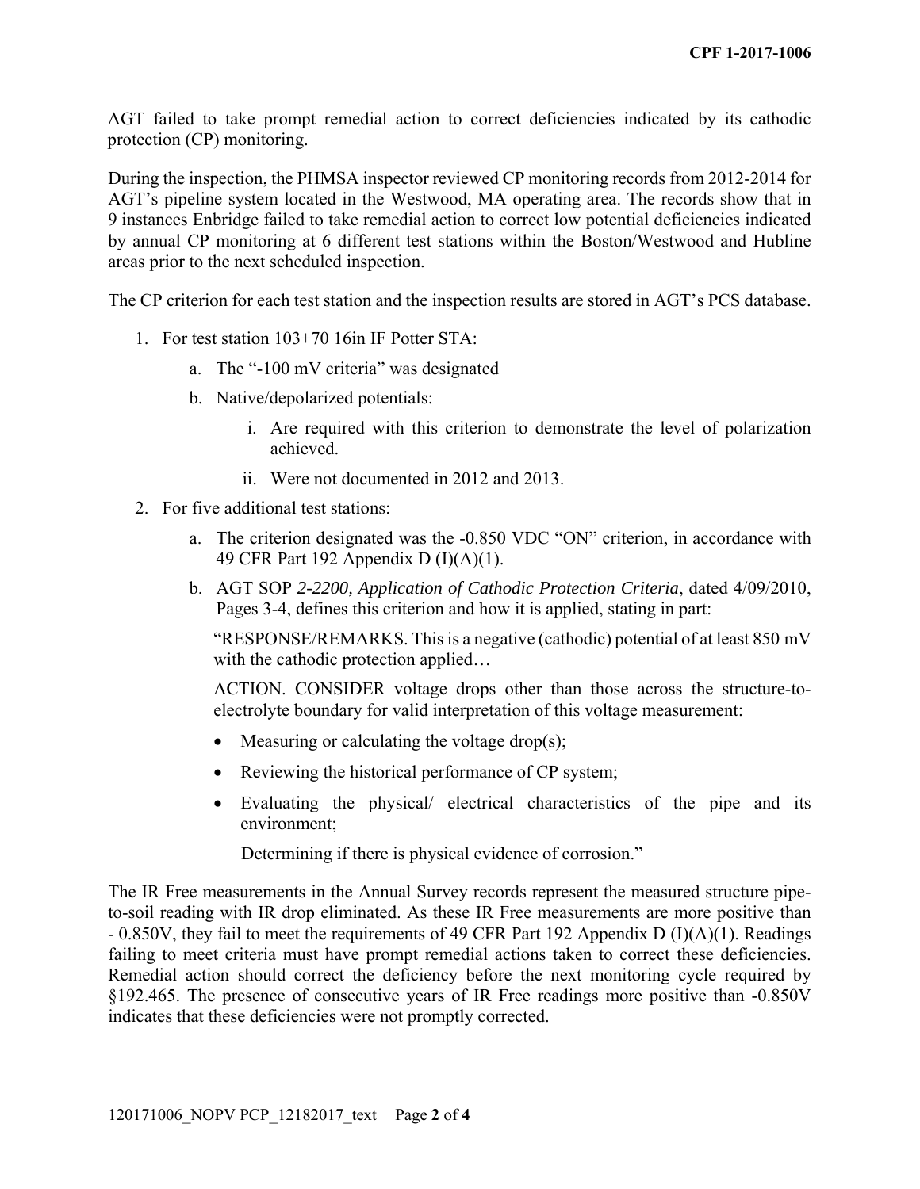AGT failed to take prompt remedial action to correct deficiencies indicated by its cathodic protection (CP) monitoring.

During the inspection, the PHMSA inspector reviewed CP monitoring records from 2012-2014 for AGT's pipeline system located in the Westwood, MA operating area. The records show that in 9 instances Enbridge failed to take remedial action to correct low potential deficiencies indicated by annual CP monitoring at 6 different test stations within the Boston/Westwood and Hubline areas prior to the next scheduled inspection.

The CP criterion for each test station and the inspection results are stored in AGT's PCS database.

1. For test station 103+70 16in IF Potter STA:
    a. The "-100 mV criteria" was designated
    b. Native/depolarized potentials:
        i. Are required with this criterion to demonstrate the level of polarization achieved.
        ii. Were not documented in 2012 and 2013.
2. For five additional test stations:
    a. The criterion designated was the -0.850 VDC "ON" criterion, in accordance with 49 CFR Part 192 Appendix D (I)(A)(1).
    b. AGT SOP *2-2200, Application of Cathodic Protection Criteria*, dated 4/09/2010, Pages 3-4, defines this criterion and how it is applied, stating in part:

       "RESPONSE/REMARKS. This is a negative (cathodic) potential of at least 850 mV with the cathodic protection applied…

       ACTION. CONSIDER voltage drops other than those across the structure-to-electrolyte boundary for valid interpretation of this voltage measurement:

       - Measuring or calculating the voltage drop(s);
       - Reviewing the historical performance of CP system;
       - Evaluating the physical/ electrical characteristics of the pipe and its environment;

         Determining if there is physical evidence of corrosion."

The IR Free measurements in the Annual Survey records represent the measured structure pipe-to-soil reading with IR drop eliminated. As these IR Free measurements are more positive than - 0.850V, they fail to meet the requirements of 49 CFR Part 192 Appendix D (I)(A)(1). Readings failing to meet criteria must have prompt remedial actions taken to correct these deficiencies. Remedial action should correct the deficiency before the next monitoring cycle required by §192.465. The presence of consecutive years of IR Free readings more positive than -0.850V indicates that these deficiencies were not promptly corrected.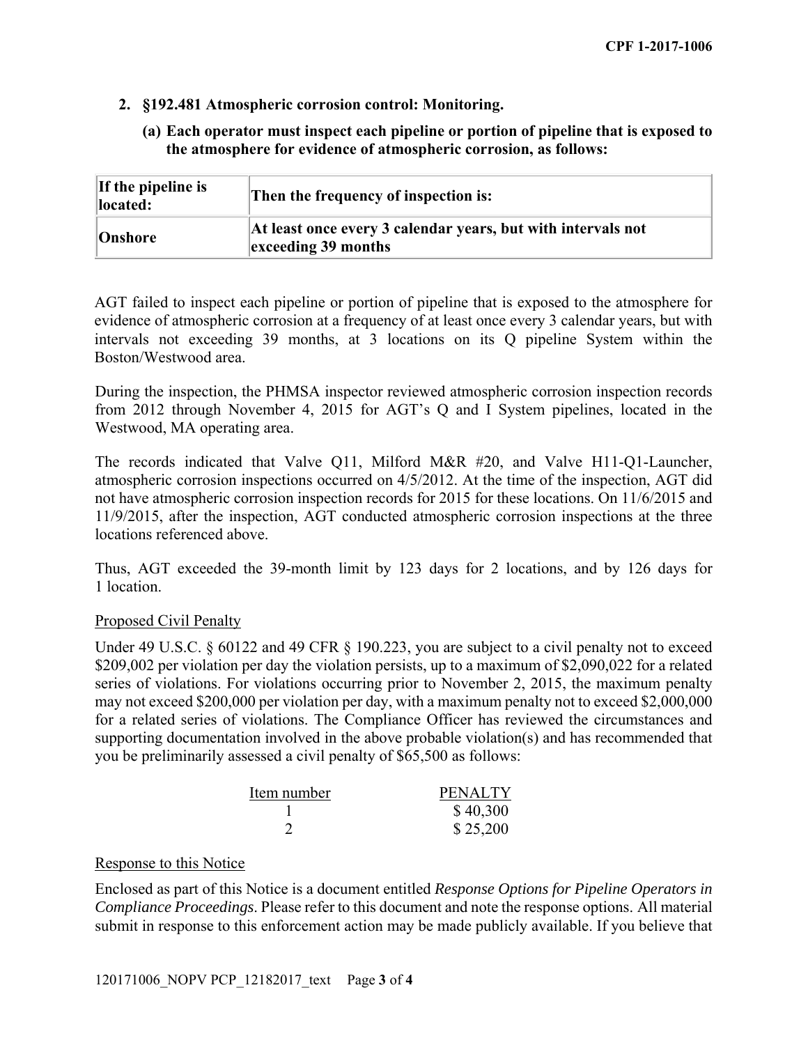**2. §192.481 Atmospheric corrosion control: Monitoring.**

**(a) Each operator must inspect each pipeline or portion of pipeline that is exposed to the atmosphere for evidence of atmospheric corrosion, as follows:**

| If the pipeline is located: | Then the frequency of inspection is: |
|---|---|
| Onshore | At least once every 3 calendar years, but with intervals not exceeding 39 months |

AGT failed to inspect each pipeline or portion of pipeline that is exposed to the atmosphere for evidence of atmospheric corrosion at a frequency of at least once every 3 calendar years, but with intervals not exceeding 39 months, at 3 locations on its Q pipeline System within the Boston/Westwood area.

During the inspection, the PHMSA inspector reviewed atmospheric corrosion inspection records from 2012 through November 4, 2015 for AGT's Q and I System pipelines, located in the Westwood, MA operating area.

The records indicated that Valve Q11, Milford M&R #20, and Valve H11-Q1-Launcher, atmospheric corrosion inspections occurred on 4/5/2012. At the time of the inspection, AGT did not have atmospheric corrosion inspection records for 2015 for these locations. On 11/6/2015 and 11/9/2015, after the inspection, AGT conducted atmospheric corrosion inspections at the three locations referenced above.

Thus, AGT exceeded the 39-month limit by 123 days for 2 locations, and by 126 days for 1 location.

Proposed Civil Penalty

Under 49 U.S.C. § 60122 and 49 CFR § 190.223, you are subject to a civil penalty not to exceed $209,002 per violation per day the violation persists, up to a maximum of $2,090,022 for a related series of violations. For violations occurring prior to November 2, 2015, the maximum penalty may not exceed $200,000 per violation per day, with a maximum penalty not to exceed $2,000,000 for a related series of violations. The Compliance Officer has reviewed the circumstances and supporting documentation involved in the above probable violation(s) and has recommended that you be preliminarily assessed a civil penalty of $65,500 as follows:

| Item number | PENALTY |
|---|---|
| 1 | $ 40,300 |
| 2 | $ 25,200 |

Response to this Notice

Enclosed as part of this Notice is a document entitled *Response Options for Pipeline Operators in Compliance Proceedings*. Please refer to this document and note the response options. All material submit in response to this enforcement action may be made publicly available. If you believe that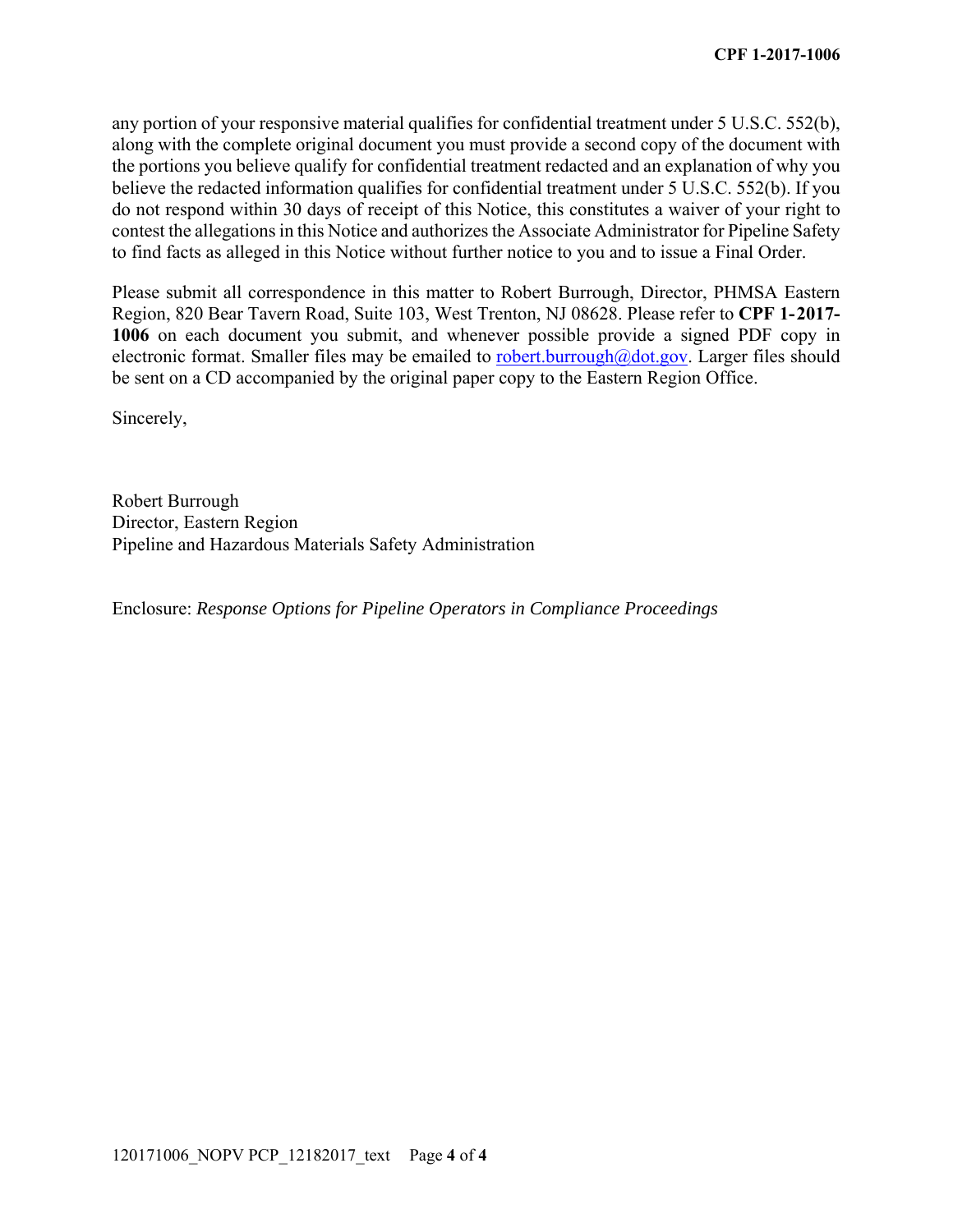any portion of your responsive material qualifies for confidential treatment under 5 U.S.C. 552(b), along with the complete original document you must provide a second copy of the document with the portions you believe qualify for confidential treatment redacted and an explanation of why you believe the redacted information qualifies for confidential treatment under 5 U.S.C. 552(b). If you do not respond within 30 days of receipt of this Notice, this constitutes a waiver of your right to contest the allegations in this Notice and authorizes the Associate Administrator for Pipeline Safety to find facts as alleged in this Notice without further notice to you and to issue a Final Order.

Please submit all correspondence in this matter to Robert Burrough, Director, PHMSA Eastern Region, 820 Bear Tavern Road, Suite 103, West Trenton, NJ 08628. Please refer to **CPF 1-2017-1006** on each document you submit, and whenever possible provide a signed PDF copy in electronic format. Smaller files may be emailed to robert.burrough@dot.gov. Larger files should be sent on a CD accompanied by the original paper copy to the Eastern Region Office.

Sincerely,

Robert Burrough
Director, Eastern Region
Pipeline and Hazardous Materials Safety Administration

Enclosure: *Response Options for Pipeline Operators in Compliance Proceedings*